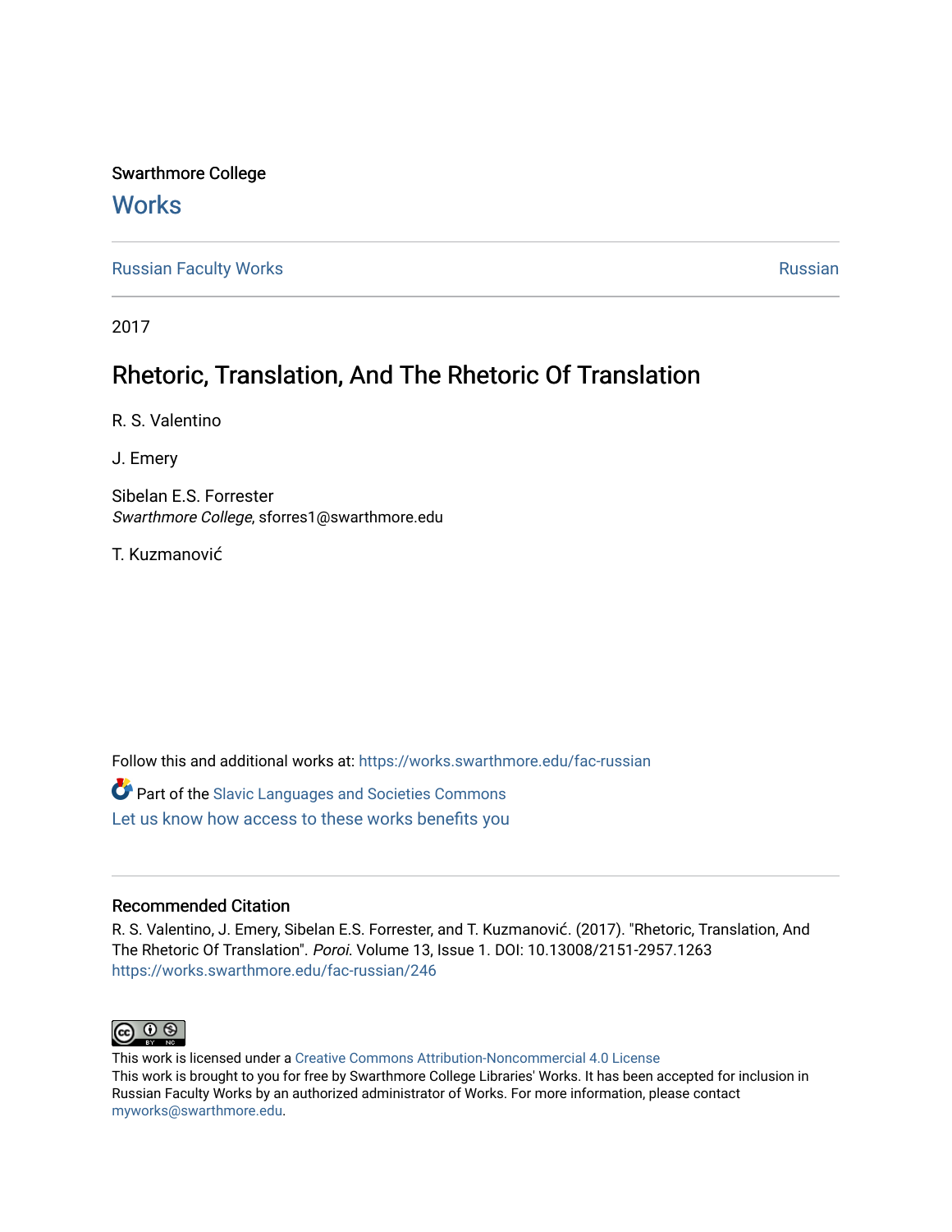Swarthmore College

# Works

Russian Faculty Works | Russian

2017

## Rhetoric, Translation, And The Rhetoric Of Translation

R. S. Valentino

J. Emery

Sibelan E.S. Forrester
*Swarthmore College*, sforres1@swarthmore.edu

T. Kuzmanović

Follow this and additional works at: https://works.swarthmore.edu/fac-russian

Part of the Slavic Languages and Societies Commons

Let us know how access to these works benefits you

### Recommended Citation

R. S. Valentino, J. Emery, Sibelan E.S. Forrester, and T. Kuzmanović. (2017). "Rhetoric, Translation, And The Rhetoric Of Translation". *Poroi*. Volume 13, Issue 1. DOI: 10.13008/2151-2957.1263
https://works.swarthmore.edu/fac-russian/246

This work is licensed under a Creative Commons Attribution-Noncommercial 4.0 License
This work is brought to you for free by Swarthmore College Libraries' Works. It has been accepted for inclusion in Russian Faculty Works by an authorized administrator of Works. For more information, please contact myworks@swarthmore.edu.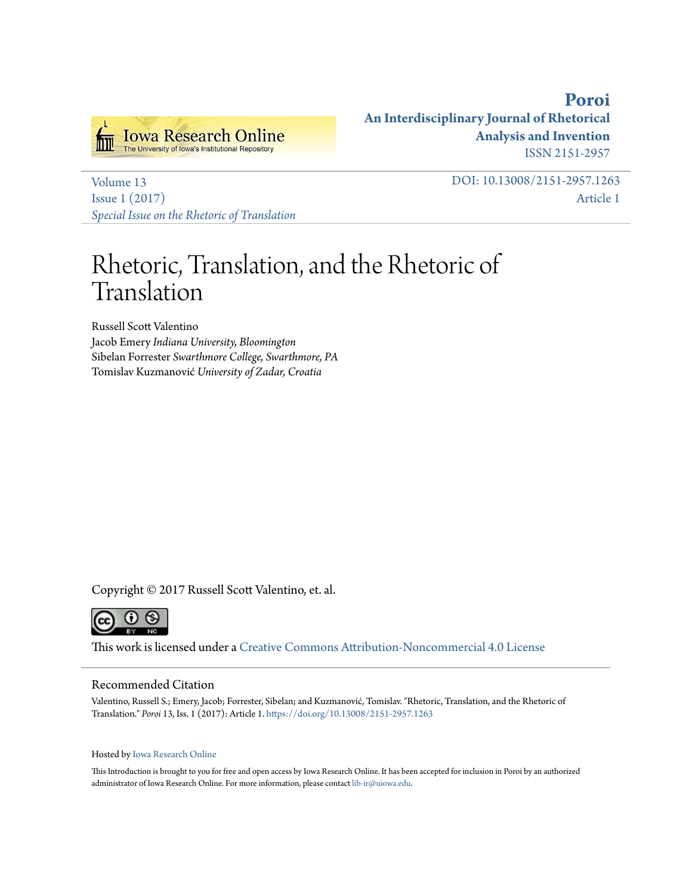**Poroi**
**An Interdisciplinary Journal of Rhetorical Analysis and Invention**
ISSN 2151-2957

Volume 13
Issue 1 (2017)
*Special Issue on the Rhetoric of Translation*

DOI: 10.13008/2151-2957.1263
Article 1

# Rhetoric, Translation, and the Rhetoric of Translation

Russell Scott Valentino
Jacob Emery *Indiana University, Bloomington*
Sibelan Forrester *Swarthmore College, Swarthmore, PA*
Tomislav Kuzmanović *University of Zadar, Croatia*

Copyright © 2017 Russell Scott Valentino, et. al.

This work is licensed under a Creative Commons Attribution-Noncommercial 4.0 License

## Recommended Citation

Valentino, Russell S.; Emery, Jacob; Forrester, Sibelan; and Kuzmanović, Tomislav. "Rhetoric, Translation, and the Rhetoric of Translation." *Poroi* 13, Iss. 1 (2017): Article 1. https://doi.org/10.13008/2151-2957.1263

Hosted by Iowa Research Online

This Introduction is brought to you for free and open access by Iowa Research Online. It has been accepted for inclusion in Poroi by an authorized administrator of Iowa Research Online. For more information, please contact lib-ir@uiowa.edu.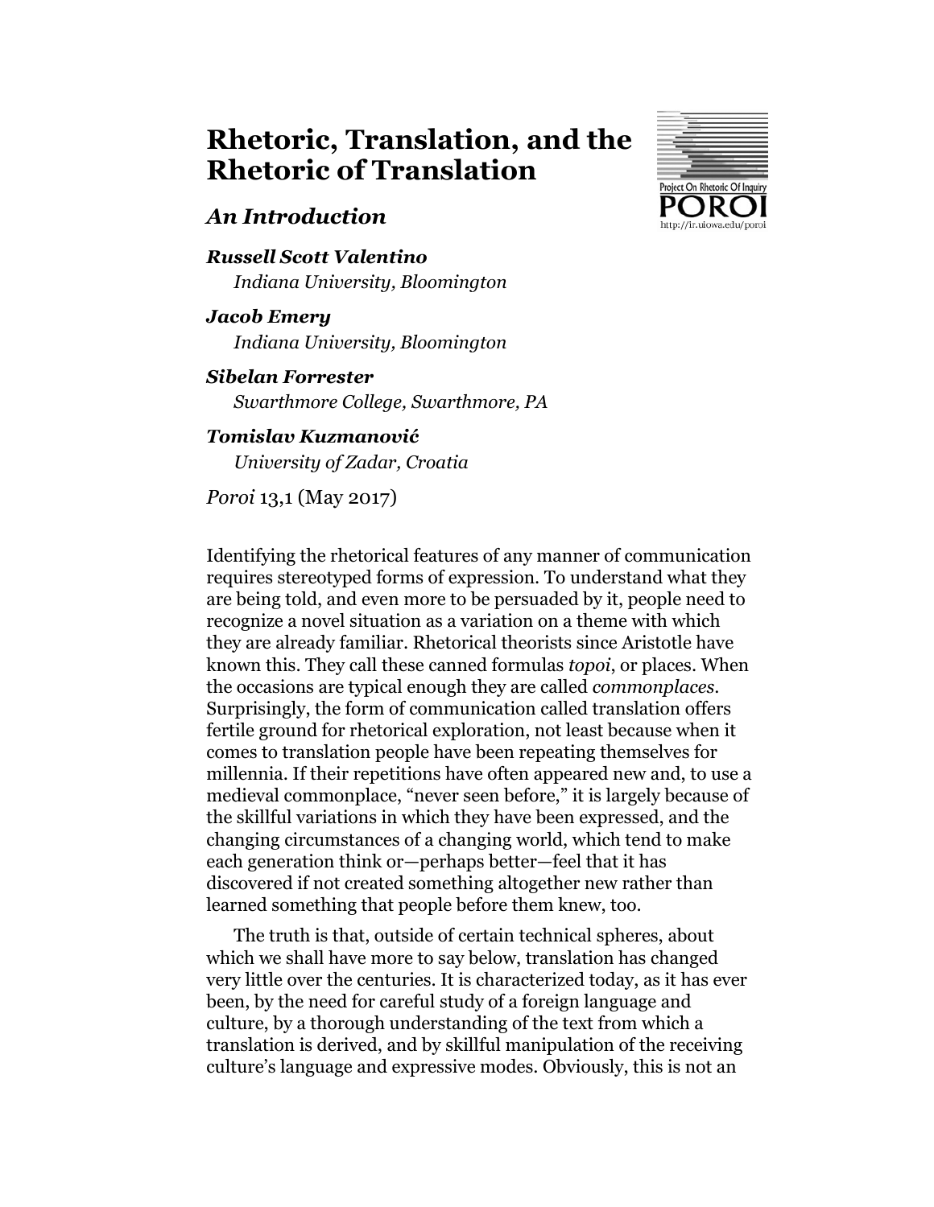# Rhetoric, Translation, and the Rhetoric of Translation

## *An Introduction*

***Russell Scott Valentino***
*Indiana University, Bloomington*

***Jacob Emery***
*Indiana University, Bloomington*

***Sibelan Forrester***
*Swarthmore College, Swarthmore, PA*

***Tomislav Kuzmanović***
*University of Zadar, Croatia*

*Poroi* 13,1 (May 2017)

Identifying the rhetorical features of any manner of communication requires stereotyped forms of expression. To understand what they are being told, and even more to be persuaded by it, people need to recognize a novel situation as a variation on a theme with which they are already familiar. Rhetorical theorists since Aristotle have known this. They call these canned formulas *topoi*, or places. When the occasions are typical enough they are called *commonplaces*. Surprisingly, the form of communication called translation offers fertile ground for rhetorical exploration, not least because when it comes to translation people have been repeating themselves for millennia. If their repetitions have often appeared new and, to use a medieval commonplace, "never seen before," it is largely because of the skillful variations in which they have been expressed, and the changing circumstances of a changing world, which tend to make each generation think or—perhaps better—feel that it has discovered if not created something altogether new rather than learned something that people before them knew, too.

The truth is that, outside of certain technical spheres, about which we shall have more to say below, translation has changed very little over the centuries. It is characterized today, as it has ever been, by the need for careful study of a foreign language and culture, by a thorough understanding of the text from which a translation is derived, and by skillful manipulation of the receiving culture's language and expressive modes. Obviously, this is not an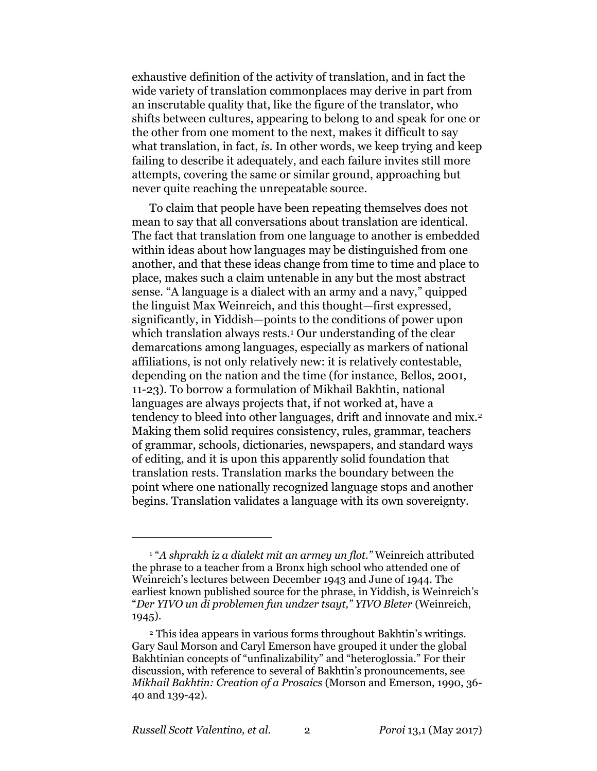exhaustive definition of the activity of translation, and in fact the wide variety of translation commonplaces may derive in part from an inscrutable quality that, like the figure of the translator, who shifts between cultures, appearing to belong to and speak for one or the other from one moment to the next, makes it difficult to say what translation, in fact, *is*. In other words, we keep trying and keep failing to describe it adequately, and each failure invites still more attempts, covering the same or similar ground, approaching but never quite reaching the unrepeatable source.

To claim that people have been repeating themselves does not mean to say that all conversations about translation are identical. The fact that translation from one language to another is embedded within ideas about how languages may be distinguished from one another, and that these ideas change from time to time and place to place, makes such a claim untenable in any but the most abstract sense. "A language is a dialect with an army and a navy," quipped the linguist Max Weinreich, and this thought—first expressed, significantly, in Yiddish—points to the conditions of power upon which translation always rests.[1] Our understanding of the clear demarcations among languages, especially as markers of national affiliations, is not only relatively new: it is relatively contestable, depending on the nation and the time (for instance, Bellos, 2001, 11-23). To borrow a formulation of Mikhail Bakhtin, national languages are always projects that, if not worked at, have a tendency to bleed into other languages, drift and innovate and mix.[2] Making them solid requires consistency, rules, grammar, teachers of grammar, schools, dictionaries, newspapers, and standard ways of editing, and it is upon this apparently solid foundation that translation rests. Translation marks the boundary between the point where one nationally recognized language stops and another begins. Translation validates a language with its own sovereignty.

---

[1] "*A shprakh iz a dialekt mit an armey un flot.*" Weinreich attributed the phrase to a teacher from a Bronx high school who attended one of Weinreich's lectures between December 1943 and June of 1944. The earliest known published source for the phrase, in Yiddish, is Weinreich's "*Der YIVO un di problemen fun undzer tsayt," YIVO Bleter* (Weinreich, 1945).

[2] This idea appears in various forms throughout Bakhtin's writings. Gary Saul Morson and Caryl Emerson have grouped it under the global Bakhtinian concepts of "unfinalizability" and "heteroglossia." For their discussion, with reference to several of Bakhtin's pronouncements, see *Mikhail Bakhtin: Creation of a Prosaics* (Morson and Emerson, 1990, 36-40 and 139-42).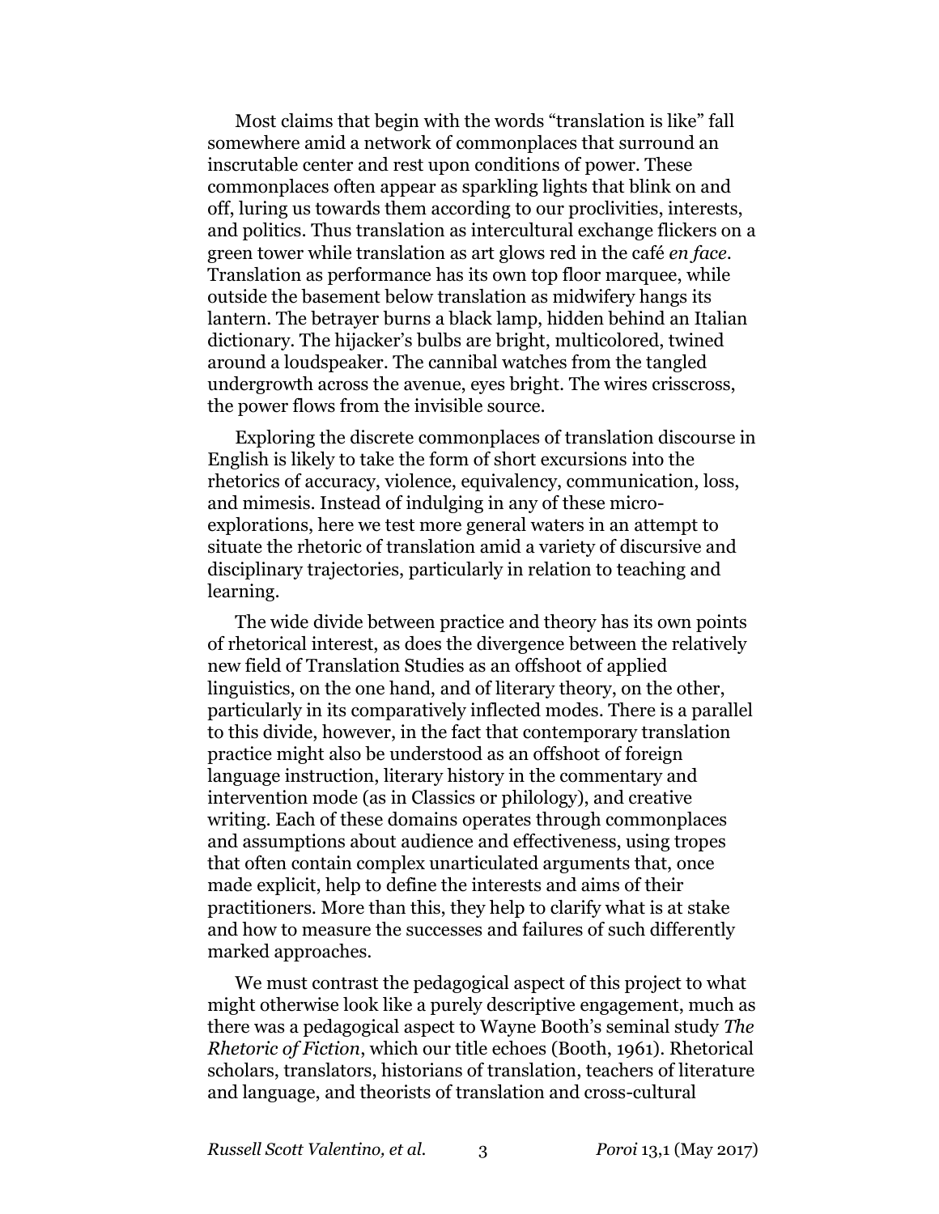Most claims that begin with the words “translation is like” fall somewhere amid a network of commonplaces that surround an inscrutable center and rest upon conditions of power. These commonplaces often appear as sparkling lights that blink on and off, luring us towards them according to our proclivities, interests, and politics. Thus translation as intercultural exchange flickers on a green tower while translation as art glows red in the café *en face*. Translation as performance has its own top floor marquee, while outside the basement below translation as midwifery hangs its lantern. The betrayer burns a black lamp, hidden behind an Italian dictionary. The hijacker’s bulbs are bright, multicolored, twined around a loudspeaker. The cannibal watches from the tangled undergrowth across the avenue, eyes bright. The wires crisscross, the power flows from the invisible source.

Exploring the discrete commonplaces of translation discourse in English is likely to take the form of short excursions into the rhetorics of accuracy, violence, equivalency, communication, loss, and mimesis. Instead of indulging in any of these micro-explorations, here we test more general waters in an attempt to situate the rhetoric of translation amid a variety of discursive and disciplinary trajectories, particularly in relation to teaching and learning.

The wide divide between practice and theory has its own points of rhetorical interest, as does the divergence between the relatively new field of Translation Studies as an offshoot of applied linguistics, on the one hand, and of literary theory, on the other, particularly in its comparatively inflected modes. There is a parallel to this divide, however, in the fact that contemporary translation practice might also be understood as an offshoot of foreign language instruction, literary history in the commentary and intervention mode (as in Classics or philology), and creative writing. Each of these domains operates through commonplaces and assumptions about audience and effectiveness, using tropes that often contain complex unarticulated arguments that, once made explicit, help to define the interests and aims of their practitioners. More than this, they help to clarify what is at stake and how to measure the successes and failures of such differently marked approaches.

We must contrast the pedagogical aspect of this project to what might otherwise look like a purely descriptive engagement, much as there was a pedagogical aspect to Wayne Booth’s seminal study *The Rhetoric of Fiction*, which our title echoes (Booth, 1961). Rhetorical scholars, translators, historians of translation, teachers of literature and language, and theorists of translation and cross-cultural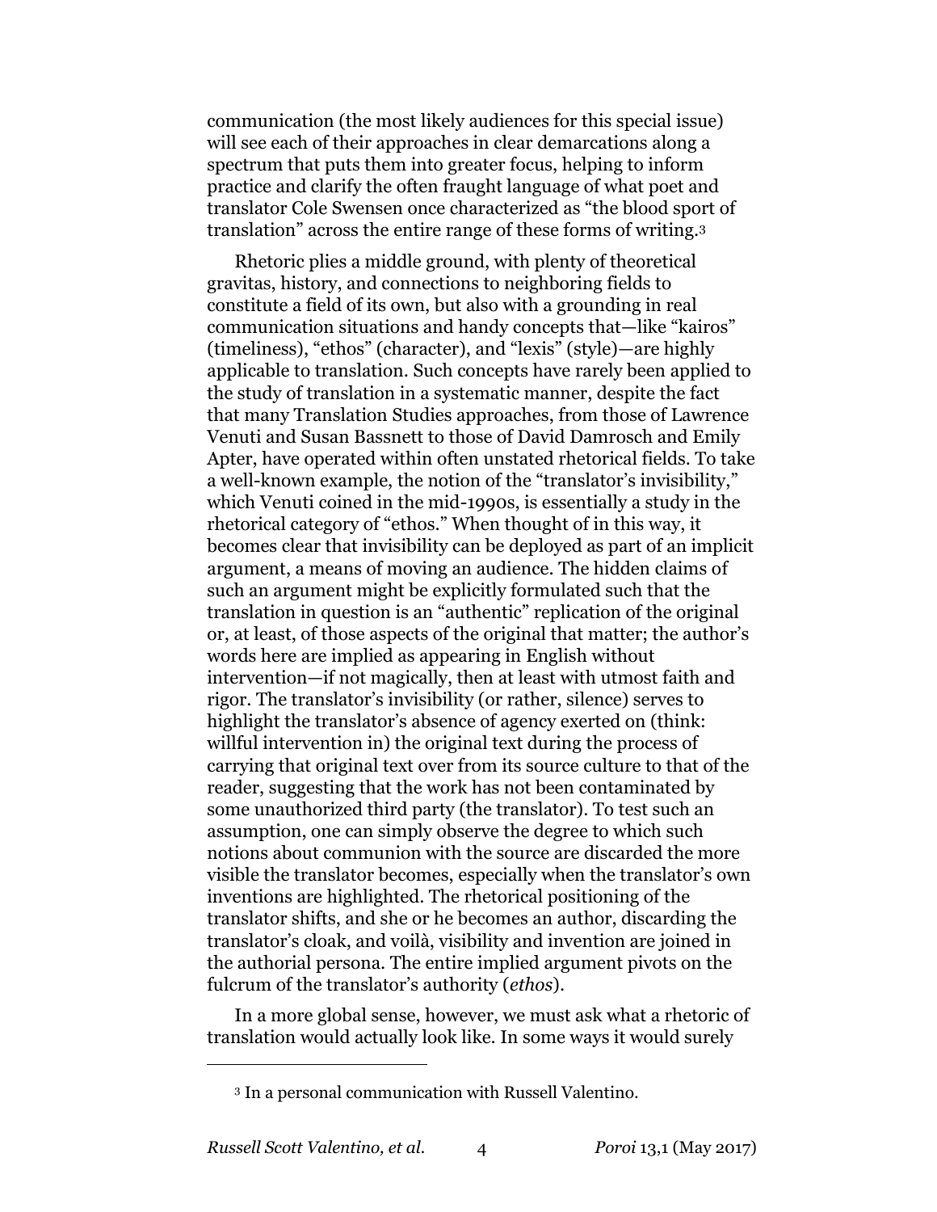communication (the most likely audiences for this special issue) will see each of their approaches in clear demarcations along a spectrum that puts them into greater focus, helping to inform practice and clarify the often fraught language of what poet and translator Cole Swensen once characterized as "the blood sport of translation" across the entire range of these forms of writing.[3]

Rhetoric plies a middle ground, with plenty of theoretical gravitas, history, and connections to neighboring fields to constitute a field of its own, but also with a grounding in real communication situations and handy concepts that—like "kairos" (timeliness), "ethos" (character), and "lexis" (style)—are highly applicable to translation. Such concepts have rarely been applied to the study of translation in a systematic manner, despite the fact that many Translation Studies approaches, from those of Lawrence Venuti and Susan Bassnett to those of David Damrosch and Emily Apter, have operated within often unstated rhetorical fields. To take a well-known example, the notion of the "translator's invisibility," which Venuti coined in the mid-1990s, is essentially a study in the rhetorical category of "ethos." When thought of in this way, it becomes clear that invisibility can be deployed as part of an implicit argument, a means of moving an audience. The hidden claims of such an argument might be explicitly formulated such that the translation in question is an "authentic" replication of the original or, at least, of those aspects of the original that matter; the author's words here are implied as appearing in English without intervention—if not magically, then at least with utmost faith and rigor. The translator's invisibility (or rather, silence) serves to highlight the translator's absence of agency exerted on (think: willful intervention in) the original text during the process of carrying that original text over from its source culture to that of the reader, suggesting that the work has not been contaminated by some unauthorized third party (the translator). To test such an assumption, one can simply observe the degree to which such notions about communion with the source are discarded the more visible the translator becomes, especially when the translator's own inventions are highlighted. The rhetorical positioning of the translator shifts, and she or he becomes an author, discarding the translator's cloak, and voilà, visibility and invention are joined in the authorial persona. The entire implied argument pivots on the fulcrum of the translator's authority (*ethos*).

In a more global sense, however, we must ask what a rhetoric of translation would actually look like. In some ways it would surely

---

[3] In a personal communication with Russell Valentino.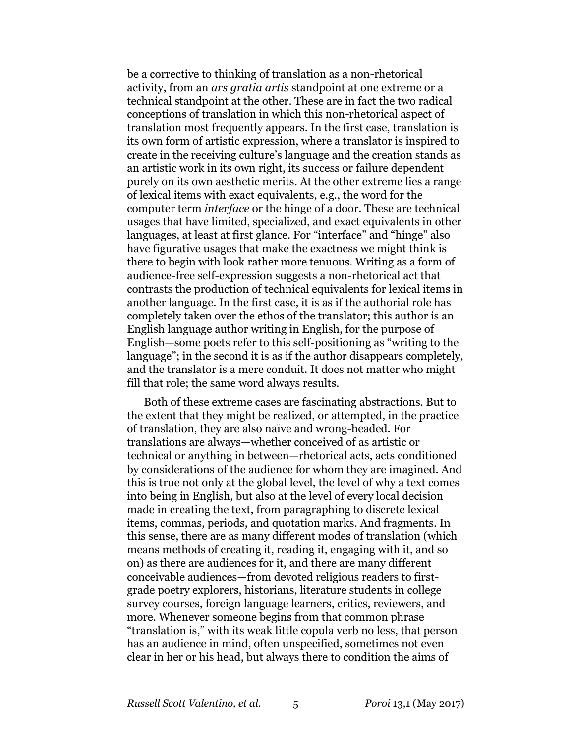be a corrective to thinking of translation as a non-rhetorical activity, from an *ars gratia artis* standpoint at one extreme or a technical standpoint at the other. These are in fact the two radical conceptions of translation in which this non-rhetorical aspect of translation most frequently appears. In the first case, translation is its own form of artistic expression, where a translator is inspired to create in the receiving culture's language and the creation stands as an artistic work in its own right, its success or failure dependent purely on its own aesthetic merits. At the other extreme lies a range of lexical items with exact equivalents, e.g., the word for the computer term *interface* or the hinge of a door. These are technical usages that have limited, specialized, and exact equivalents in other languages, at least at first glance. For "interface" and "hinge" also have figurative usages that make the exactness we might think is there to begin with look rather more tenuous. Writing as a form of audience-free self-expression suggests a non-rhetorical act that contrasts the production of technical equivalents for lexical items in another language. In the first case, it is as if the authorial role has completely taken over the ethos of the translator; this author is an English language author writing in English, for the purpose of English—some poets refer to this self-positioning as "writing to the language"; in the second it is as if the author disappears completely, and the translator is a mere conduit. It does not matter who might fill that role; the same word always results.

Both of these extreme cases are fascinating abstractions. But to the extent that they might be realized, or attempted, in the practice of translation, they are also naïve and wrong-headed. For translations are always—whether conceived of as artistic or technical or anything in between—rhetorical acts, acts conditioned by considerations of the audience for whom they are imagined. And this is true not only at the global level, the level of why a text comes into being in English, but also at the level of every local decision made in creating the text, from paragraphing to discrete lexical items, commas, periods, and quotation marks. And fragments. In this sense, there are as many different modes of translation (which means methods of creating it, reading it, engaging with it, and so on) as there are audiences for it, and there are many different conceivable audiences—from devoted religious readers to first-grade poetry explorers, historians, literature students in college survey courses, foreign language learners, critics, reviewers, and more. Whenever someone begins from that common phrase "translation is," with its weak little copula verb no less, that person has an audience in mind, often unspecified, sometimes not even clear in her or his head, but always there to condition the aims of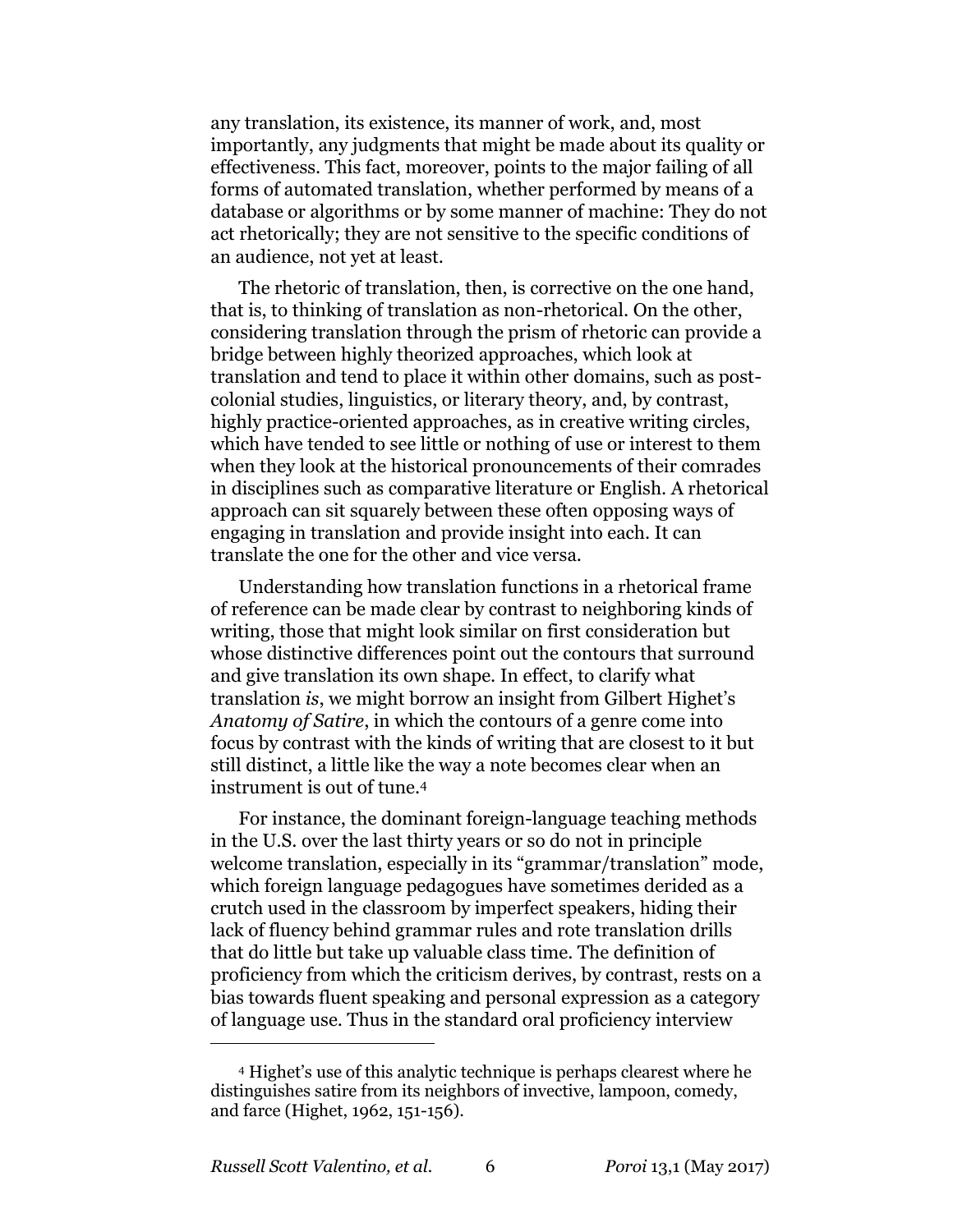any translation, its existence, its manner of work, and, most importantly, any judgments that might be made about its quality or effectiveness. This fact, moreover, points to the major failing of all forms of automated translation, whether performed by means of a database or algorithms or by some manner of machine: They do not act rhetorically; they are not sensitive to the specific conditions of an audience, not yet at least.

The rhetoric of translation, then, is corrective on the one hand, that is, to thinking of translation as non-rhetorical. On the other, considering translation through the prism of rhetoric can provide a bridge between highly theorized approaches, which look at translation and tend to place it within other domains, such as post-colonial studies, linguistics, or literary theory, and, by contrast, highly practice-oriented approaches, as in creative writing circles, which have tended to see little or nothing of use or interest to them when they look at the historical pronouncements of their comrades in disciplines such as comparative literature or English. A rhetorical approach can sit squarely between these often opposing ways of engaging in translation and provide insight into each. It can translate the one for the other and vice versa.

Understanding how translation functions in a rhetorical frame of reference can be made clear by contrast to neighboring kinds of writing, those that might look similar on first consideration but whose distinctive differences point out the contours that surround and give translation its own shape. In effect, to clarify what translation *is*, we might borrow an insight from Gilbert Highet's *Anatomy of Satire*, in which the contours of a genre come into focus by contrast with the kinds of writing that are closest to it but still distinct, a little like the way a note becomes clear when an instrument is out of tune.[4]

For instance, the dominant foreign-language teaching methods in the U.S. over the last thirty years or so do not in principle welcome translation, especially in its "grammar/translation" mode, which foreign language pedagogues have sometimes derided as a crutch used in the classroom by imperfect speakers, hiding their lack of fluency behind grammar rules and rote translation drills that do little but take up valuable class time. The definition of proficiency from which the criticism derives, by contrast, rests on a bias towards fluent speaking and personal expression as a category of language use. Thus in the standard oral proficiency interview

---

[4] Highet's use of this analytic technique is perhaps clearest where he distinguishes satire from its neighbors of invective, lampoon, comedy, and farce (Highet, 1962, 151-156).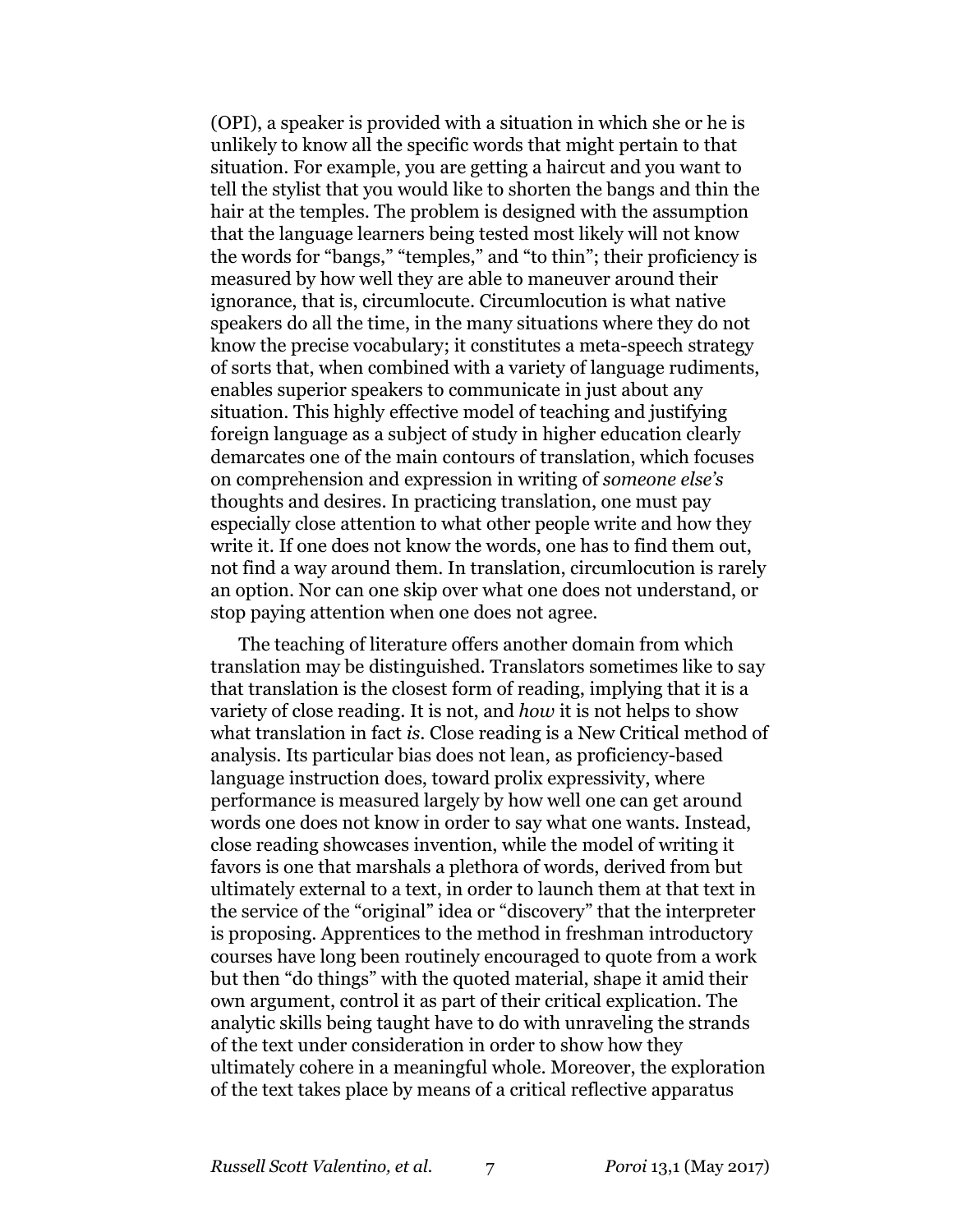(OPI), a speaker is provided with a situation in which she or he is unlikely to know all the specific words that might pertain to that situation. For example, you are getting a haircut and you want to tell the stylist that you would like to shorten the bangs and thin the hair at the temples. The problem is designed with the assumption that the language learners being tested most likely will not know the words for "bangs," "temples," and "to thin"; their proficiency is measured by how well they are able to maneuver around their ignorance, that is, circumlocute. Circumlocution is what native speakers do all the time, in the many situations where they do not know the precise vocabulary; it constitutes a meta-speech strategy of sorts that, when combined with a variety of language rudiments, enables superior speakers to communicate in just about any situation. This highly effective model of teaching and justifying foreign language as a subject of study in higher education clearly demarcates one of the main contours of translation, which focuses on comprehension and expression in writing of *someone else's* thoughts and desires. In practicing translation, one must pay especially close attention to what other people write and how they write it. If one does not know the words, one has to find them out, not find a way around them. In translation, circumlocution is rarely an option. Nor can one skip over what one does not understand, or stop paying attention when one does not agree.

The teaching of literature offers another domain from which translation may be distinguished. Translators sometimes like to say that translation is the closest form of reading, implying that it is a variety of close reading. It is not, and *how* it is not helps to show what translation in fact *is*. Close reading is a New Critical method of analysis. Its particular bias does not lean, as proficiency-based language instruction does, toward prolix expressivity, where performance is measured largely by how well one can get around words one does not know in order to say what one wants. Instead, close reading showcases invention, while the model of writing it favors is one that marshals a plethora of words, derived from but ultimately external to a text, in order to launch them at that text in the service of the "original" idea or "discovery" that the interpreter is proposing. Apprentices to the method in freshman introductory courses have long been routinely encouraged to quote from a work but then "do things" with the quoted material, shape it amid their own argument, control it as part of their critical explication. The analytic skills being taught have to do with unraveling the strands of the text under consideration in order to show how they ultimately cohere in a meaningful whole. Moreover, the exploration of the text takes place by means of a critical reflective apparatus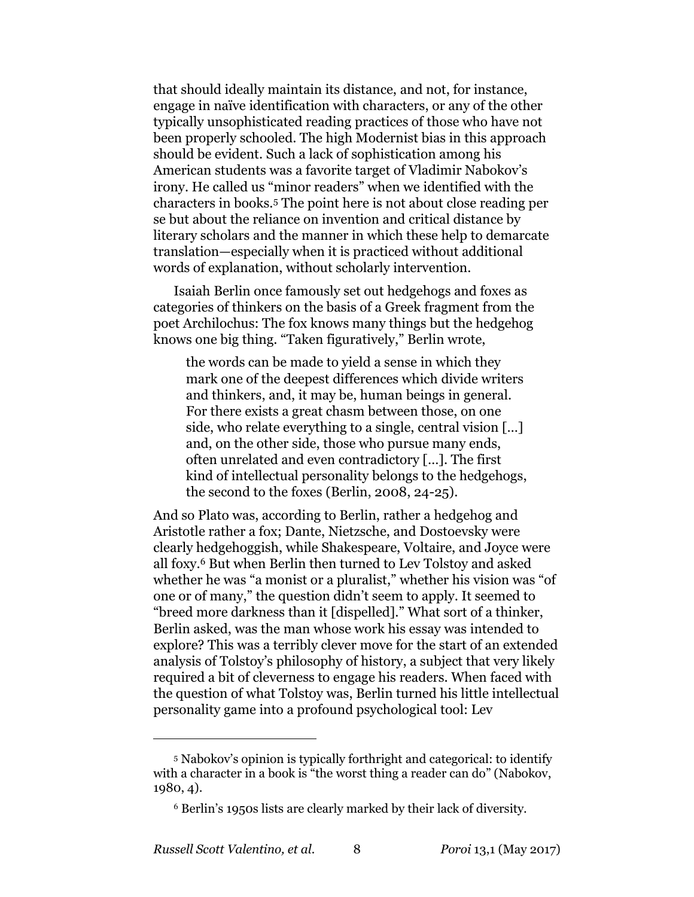that should ideally maintain its distance, and not, for instance, engage in naïve identification with characters, or any of the other typically unsophisticated reading practices of those who have not been properly schooled. The high Modernist bias in this approach should be evident. Such a lack of sophistication among his American students was a favorite target of Vladimir Nabokov's irony. He called us "minor readers" when we identified with the characters in books.[5] The point here is not about close reading per se but about the reliance on invention and critical distance by literary scholars and the manner in which these help to demarcate translation—especially when it is practiced without additional words of explanation, without scholarly intervention.

Isaiah Berlin once famously set out hedgehogs and foxes as categories of thinkers on the basis of a Greek fragment from the poet Archilochus: The fox knows many things but the hedgehog knows one big thing. "Taken figuratively," Berlin wrote,

> the words can be made to yield a sense in which they mark one of the deepest differences which divide writers and thinkers, and, it may be, human beings in general. For there exists a great chasm between those, on one side, who relate everything to a single, central vision [...] and, on the other side, those who pursue many ends, often unrelated and even contradictory [...]. The first kind of intellectual personality belongs to the hedgehogs, the second to the foxes (Berlin, 2008, 24-25).

And so Plato was, according to Berlin, rather a hedgehog and Aristotle rather a fox; Dante, Nietzsche, and Dostoevsky were clearly hedgehoggish, while Shakespeare, Voltaire, and Joyce were all foxy.[6] But when Berlin then turned to Lev Tolstoy and asked whether he was "a monist or a pluralist," whether his vision was "of one or of many," the question didn't seem to apply. It seemed to "breed more darkness than it [dispelled]." What sort of a thinker, Berlin asked, was the man whose work his essay was intended to explore? This was a terribly clever move for the start of an extended analysis of Tolstoy's philosophy of history, a subject that very likely required a bit of cleverness to engage his readers. When faced with the question of what Tolstoy was, Berlin turned his little intellectual personality game into a profound psychological tool: Lev

---

[5] Nabokov's opinion is typically forthright and categorical: to identify with a character in a book is "the worst thing a reader can do" (Nabokov, 1980, 4).

[6] Berlin's 1950s lists are clearly marked by their lack of diversity.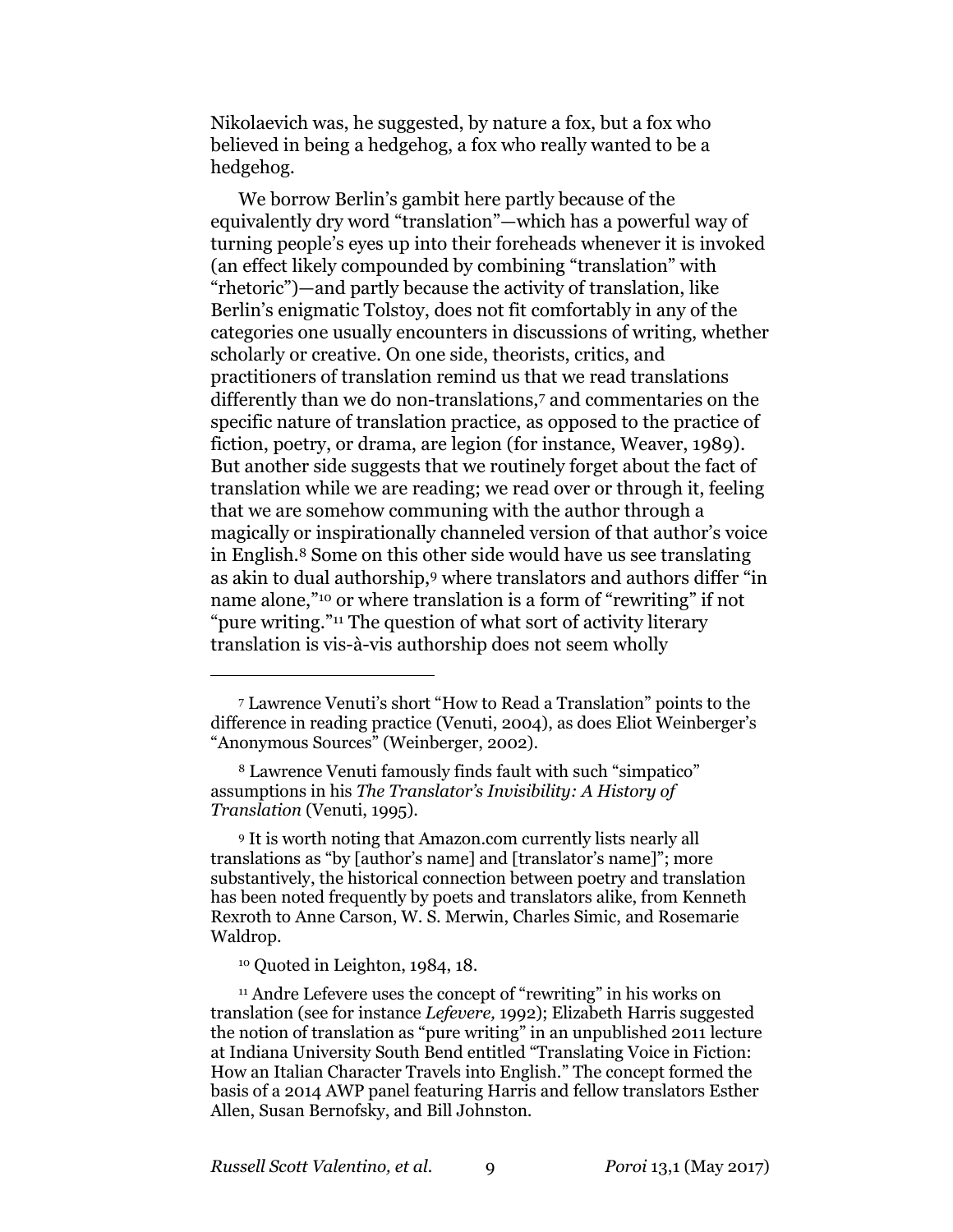Nikolaevich was, he suggested, by nature a fox, but a fox who believed in being a hedgehog, a fox who really wanted to be a hedgehog.

We borrow Berlin's gambit here partly because of the equivalently dry word "translation"—which has a powerful way of turning people's eyes up into their foreheads whenever it is invoked (an effect likely compounded by combining "translation" with "rhetoric")—and partly because the activity of translation, like Berlin's enigmatic Tolstoy, does not fit comfortably in any of the categories one usually encounters in discussions of writing, whether scholarly or creative. On one side, theorists, critics, and practitioners of translation remind us that we read translations differently than we do non-translations,[7] and commentaries on the specific nature of translation practice, as opposed to the practice of fiction, poetry, or drama, are legion (for instance, Weaver, 1989). But another side suggests that we routinely forget about the fact of translation while we are reading; we read over or through it, feeling that we are somehow communing with the author through a magically or inspirationally channeled version of that author's voice in English.[8] Some on this other side would have us see translating as akin to dual authorship,[9] where translators and authors differ "in name alone,"[10] or where translation is a form of "rewriting" if not "pure writing."[11] The question of what sort of activity literary translation is vis-à-vis authorship does not seem wholly

---

[7] Lawrence Venuti's short "How to Read a Translation" points to the difference in reading practice (Venuti, 2004), as does Eliot Weinberger's "Anonymous Sources" (Weinberger, 2002).

[8] Lawrence Venuti famously finds fault with such "simpatico" assumptions in his *The Translator's Invisibility: A History of Translation* (Venuti, 1995).

[9] It is worth noting that Amazon.com currently lists nearly all translations as "by [author's name] and [translator's name]"; more substantively, the historical connection between poetry and translation has been noted frequently by poets and translators alike, from Kenneth Rexroth to Anne Carson, W. S. Merwin, Charles Simic, and Rosemarie Waldrop.

[10] Quoted in Leighton, 1984, 18.

[11] Andre Lefevere uses the concept of "rewriting" in his works on translation (see for instance *Lefevere,* 1992); Elizabeth Harris suggested the notion of translation as "pure writing" in an unpublished 2011 lecture at Indiana University South Bend entitled "Translating Voice in Fiction: How an Italian Character Travels into English." The concept formed the basis of a 2014 AWP panel featuring Harris and fellow translators Esther Allen, Susan Bernofsky, and Bill Johnston.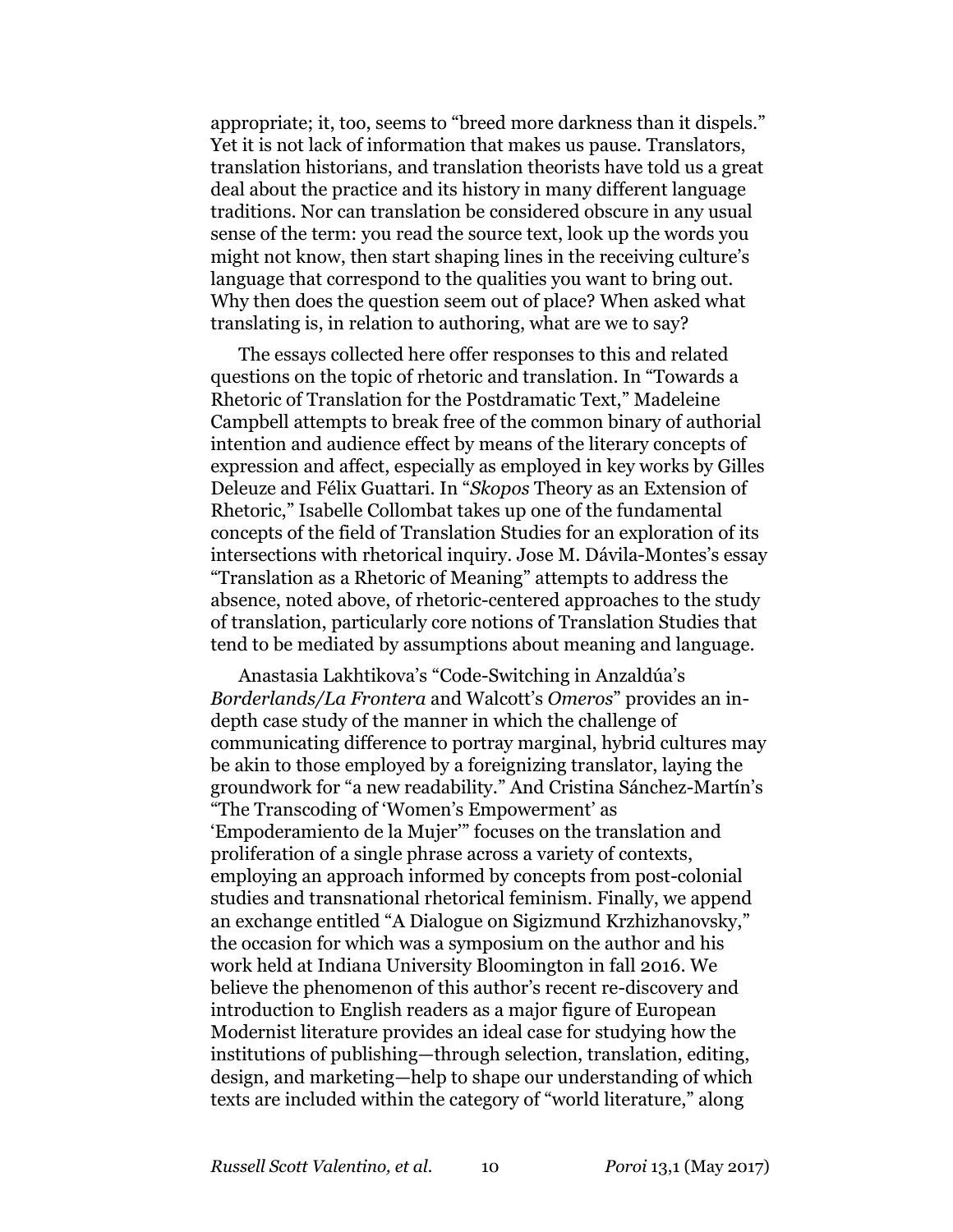appropriate; it, too, seems to "breed more darkness than it dispels." Yet it is not lack of information that makes us pause. Translators, translation historians, and translation theorists have told us a great deal about the practice and its history in many different language traditions. Nor can translation be considered obscure in any usual sense of the term: you read the source text, look up the words you might not know, then start shaping lines in the receiving culture's language that correspond to the qualities you want to bring out. Why then does the question seem out of place? When asked what translating is, in relation to authoring, what are we to say?

The essays collected here offer responses to this and related questions on the topic of rhetoric and translation. In "Towards a Rhetoric of Translation for the Postdramatic Text," Madeleine Campbell attempts to break free of the common binary of authorial intention and audience effect by means of the literary concepts of expression and affect, especially as employed in key works by Gilles Deleuze and Félix Guattari. In "*Skopos* Theory as an Extension of Rhetoric," Isabelle Collombat takes up one of the fundamental concepts of the field of Translation Studies for an exploration of its intersections with rhetorical inquiry. Jose M. Dávila-Montes's essay "Translation as a Rhetoric of Meaning" attempts to address the absence, noted above, of rhetoric-centered approaches to the study of translation, particularly core notions of Translation Studies that tend to be mediated by assumptions about meaning and language.

Anastasia Lakhtikova's "Code-Switching in Anzaldúa's *Borderlands/La Frontera* and Walcott's *Omeros*" provides an in-depth case study of the manner in which the challenge of communicating difference to portray marginal, hybrid cultures may be akin to those employed by a foreignizing translator, laying the groundwork for "a new readability." And Cristina Sánchez-Martín's "The Transcoding of 'Women's Empowerment' as 'Empoderamiento de la Mujer'" focuses on the translation and proliferation of a single phrase across a variety of contexts, employing an approach informed by concepts from post-colonial studies and transnational rhetorical feminism. Finally, we append an exchange entitled "A Dialogue on Sigizmund Krzhizhanovsky," the occasion for which was a symposium on the author and his work held at Indiana University Bloomington in fall 2016. We believe the phenomenon of this author's recent re-discovery and introduction to English readers as a major figure of European Modernist literature provides an ideal case for studying how the institutions of publishing—through selection, translation, editing, design, and marketing—help to shape our understanding of which texts are included within the category of "world literature," along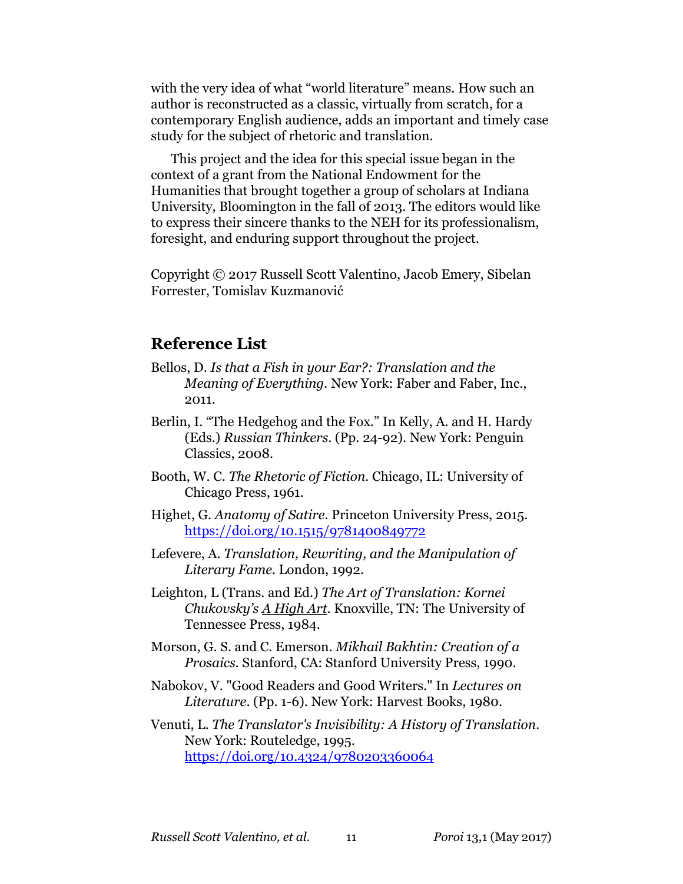with the very idea of what "world literature" means. How such an author is reconstructed as a classic, virtually from scratch, for a contemporary English audience, adds an important and timely case study for the subject of rhetoric and translation.

This project and the idea for this special issue began in the context of a grant from the National Endowment for the Humanities that brought together a group of scholars at Indiana University, Bloomington in the fall of 2013. The editors would like to express their sincere thanks to the NEH for its professionalism, foresight, and enduring support throughout the project.

Copyright © 2017 Russell Scott Valentino, Jacob Emery, Sibelan Forrester, Tomislav Kuzmanović

## Reference List

Bellos, D. *Is that a Fish in your Ear?: Translation and the Meaning of Everything*. New York: Faber and Faber, Inc., 2011.

Berlin, I. "The Hedgehog and the Fox." In Kelly, A. and H. Hardy (Eds.) *Russian Thinkers*. (Pp. 24-92). New York: Penguin Classics, 2008.

Booth, W. C. *The Rhetoric of Fiction*. Chicago, IL: University of Chicago Press, 1961.

Highet, G. *Anatomy of Satire*. Princeton University Press, 2015. https://doi.org/10.1515/9781400849772

Lefevere, A. *Translation, Rewriting, and the Manipulation of Literary Fame*. London, 1992.

Leighton, L (Trans. and Ed.) *The Art of Translation: Kornei Chukovsky's A High Art*. Knoxville, TN: The University of Tennessee Press, 1984.

Morson, G. S. and C. Emerson. *Mikhail Bakhtin: Creation of a Prosaics*. Stanford, CA: Stanford University Press, 1990.

Nabokov, V. "Good Readers and Good Writers." In *Lectures on Literature*. (Pp. 1-6). New York: Harvest Books, 1980.

Venuti, L. *The Translator's Invisibility: A History of Translation*. New York: Routeledge, 1995. https://doi.org/10.4324/9780203360064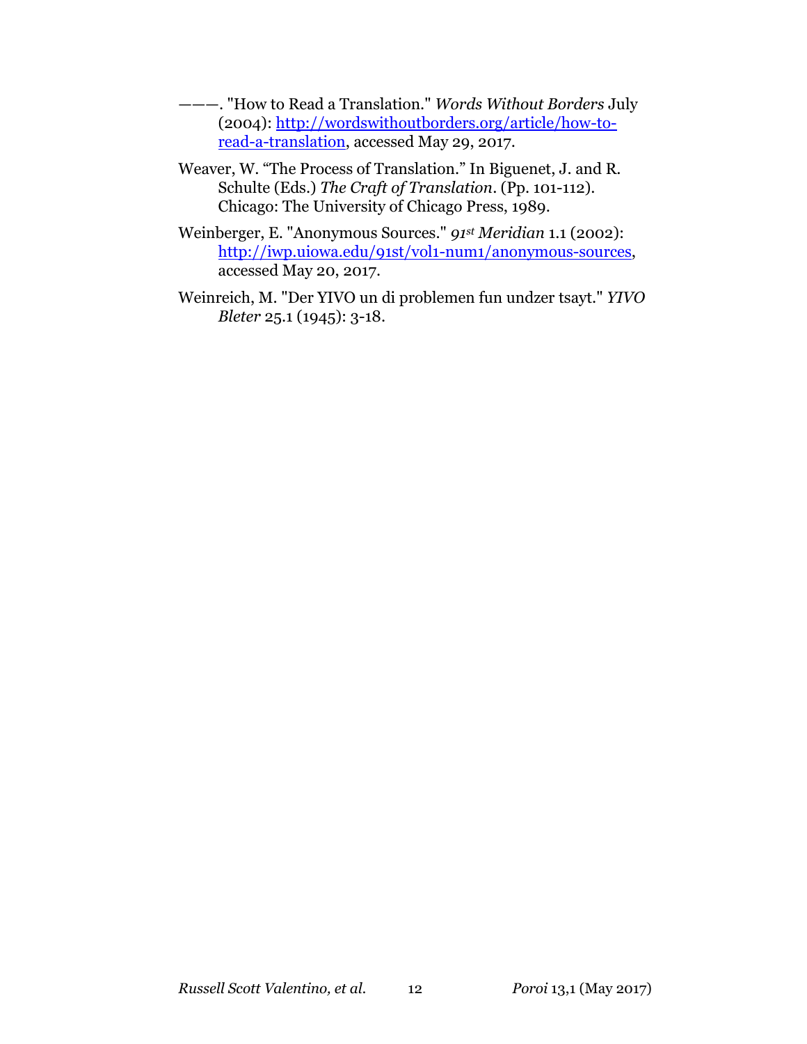———. "How to Read a Translation." *Words Without Borders* July (2004): http://wordswithoutborders.org/article/how-to-read-a-translation, accessed May 29, 2017.

Weaver, W. "The Process of Translation." In Biguenet, J. and R. Schulte (Eds.) *The Craft of Translation*. (Pp. 101-112). Chicago: The University of Chicago Press, 1989.

Weinberger, E. "Anonymous Sources." *91st Meridian* 1.1 (2002): http://iwp.uiowa.edu/91st/vol1-num1/anonymous-sources, accessed May 20, 2017.

Weinreich, M. "Der YIVO un di problemen fun undzer tsayt." *YIVO Bleter* 25.1 (1945): 3-18.